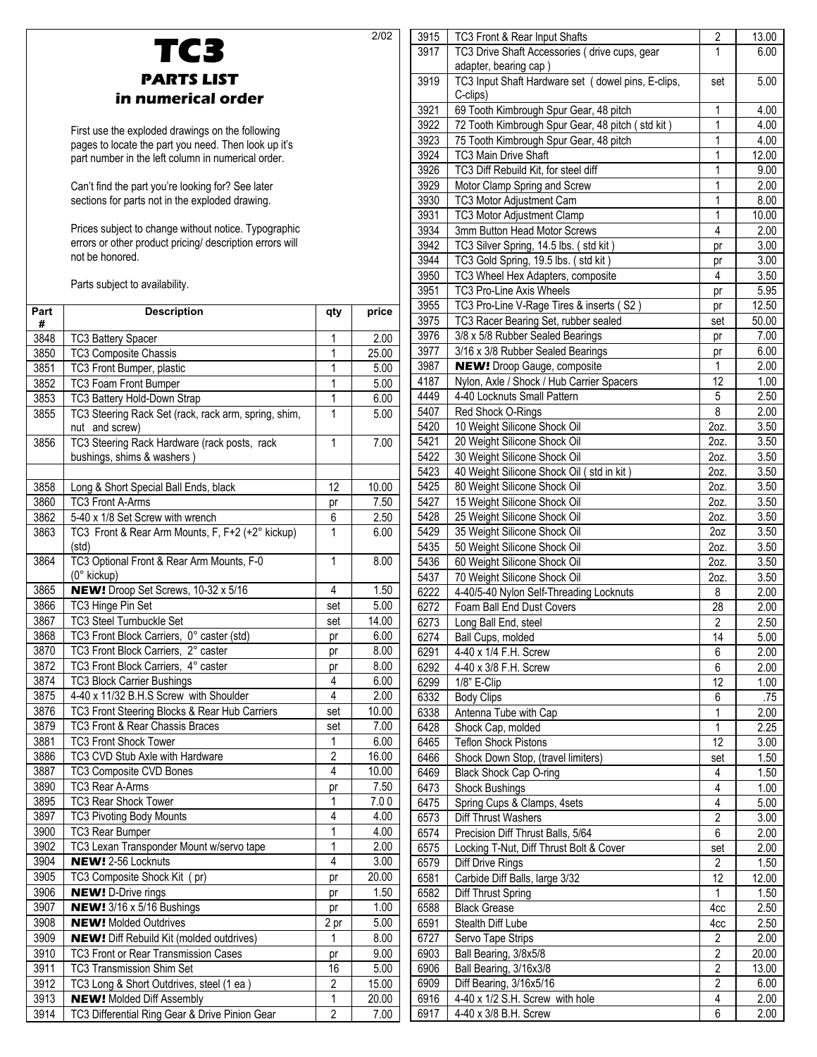2/02

# TC3

## PARTS LIST

## in numerical order

First use the exploded drawings on the following pages to locate the part you need. Then look up it's part number in the left column in numerical order.

Can't find the part you're looking for? See later sections for parts not in the exploded drawing.

Prices subject to change without notice. Typographic errors or other product pricing/ description errors will not be honored.

Parts subject to availability.

| Part # | Description | qty | price |
|---|---|---|---|
| 3848 | TC3 Battery Spacer | 1 | 2.00 |
| 3850 | TC3 Composite Chassis | 1 | 25.00 |
| 3851 | TC3 Front Bumper, plastic | 1 | 5.00 |
| 3852 | TC3 Foam Front Bumper | 1 | 5.00 |
| 3853 | TC3 Battery Hold-Down Strap | 1 | 6.00 |
| 3855 | TC3 Steering Rack Set (rack, rack arm, spring, shim, nut and screw) | 1 | 5.00 |
| 3856 | TC3 Steering Rack Hardware (rack posts, rack bushings, shims & washers ) | 1 | 7.00 |
| | | | |
| 3858 | Long & Short Special Ball Ends, black | 12 | 10.00 |
| 3860 | TC3 Front A-Arms | pr | 7.50 |
| 3862 | 5-40 x 1/8 Set Screw with wrench | 6 | 2.50 |
| 3863 | TC3 Front & Rear Arm Mounts, F, F+2 (+2° kickup) (std) | 1 | 6.00 |
| 3864 | TC3 Optional Front & Rear Arm Mounts, F-0 (0° kickup) | 1 | 8.00 |
| 3865 | **NEW!** Droop Set Screws, 10-32 x 5/16 | 4 | 1.50 |
| 3866 | TC3 Hinge Pin Set | set | 5.00 |
| 3867 | TC3 Steel Turnbuckle Set | set | 14.00 |
| 3868 | TC3 Front Block Carriers, 0° caster (std) | pr | 6.00 |
| 3870 | TC3 Front Block Carriers, 2° caster | pr | 8.00 |
| 3872 | TC3 Front Block Carriers, 4° caster | pr | 8.00 |
| 3874 | TC3 Block Carrier Bushings | 4 | 6.00 |
| 3875 | 4-40 x 11/32 B.H.S Screw with Shoulder | 4 | 2.00 |
| 3876 | TC3 Front Steering Blocks & Rear Hub Carriers | set | 10.00 |
| 3879 | TC3 Front & Rear Chassis Braces | set | 7.00 |
| 3881 | TC3 Front Shock Tower | 1 | 6.00 |
| 3886 | TC3 CVD Stub Axle with Hardware | 2 | 16.00 |
| 3887 | TC3 Composite CVD Bones | 4 | 10.00 |
| 3890 | TC3 Rear A-Arms | pr | 7.50 |
| 3895 | TC3 Rear Shock Tower | 1 | 7.0 0 |
| 3897 | TC3 Pivoting Body Mounts | 4 | 4.00 |
| 3900 | TC3 Rear Bumper | 1 | 4.00 |
| 3902 | TC3 Lexan Transponder Mount w/servo tape | 1 | 2.00 |
| 3904 | **NEW!** 2-56 Locknuts | 4 | 3.00 |
| 3905 | TC3 Composite Shock Kit ( pr) | pr | 20.00 |
| 3906 | **NEW!** D-Drive rings | pr | 1.50 |
| 3907 | **NEW!** 3/16 x 5/16 Bushings | pr | 1.00 |
| 3908 | **NEW!** Molded Outdrives | 2 pr | 5.00 |
| 3909 | **NEW!** Diff Rebuild Kit (molded outdrives) | 1 | 8.00 |
| 3910 | TC3 Front or Rear Transmission Cases | pr | 9.00 |
| 3911 | TC3 Transmission Shim Set | 16 | 5.00 |
| 3912 | TC3 Long & Short Outdrives, steel (1 ea ) | 2 | 15.00 |
| 3913 | **NEW!** Molded Diff Assembly | 1 | 20.00 |
| 3914 | TC3 Differential Ring Gear & Drive Pinion Gear | 2 | 7.00 |
| 3915 | TC3 Front & Rear Input Shafts | 2 | 13.00 |
| 3917 | TC3 Drive Shaft Accessories ( drive cups, gear adapter, bearing cap ) | 1 | 6.00 |
| 3919 | TC3 Input Shaft Hardware set ( dowel pins, E-clips, C-clips) | set | 5.00 |
| 3921 | 69 Tooth Kimbrough Spur Gear, 48 pitch | 1 | 4.00 |
| 3922 | 72 Tooth Kimbrough Spur Gear, 48 pitch ( std kit ) | 1 | 4.00 |
| 3923 | 75 Tooth Kimbrough Spur Gear, 48 pitch | 1 | 4.00 |
| 3924 | TC3 Main Drive Shaft | 1 | 12.00 |
| 3926 | TC3 Diff Rebuild Kit, for steel diff | 1 | 9.00 |
| 3929 | Motor Clamp Spring and Screw | 1 | 2.00 |
| 3930 | TC3 Motor Adjustment Cam | 1 | 8.00 |
| 3931 | TC3 Motor Adjustment Clamp | 1 | 10.00 |
| 3934 | 3mm Button Head Motor Screws | 4 | 2.00 |
| 3942 | TC3 Silver Spring, 14.5 lbs. ( std kit ) | pr | 3.00 |
| 3944 | TC3 Gold Spring, 19.5 lbs. ( std kit ) | pr | 3.00 |
| 3950 | TC3 Wheel Hex Adapters, composite | 4 | 3.50 |
| 3951 | TC3 Pro-Line Axis Wheels | pr | 5.95 |
| 3955 | TC3 Pro-Line V-Rage Tires & inserts ( S2 ) | pr | 12.50 |
| 3975 | TC3 Racer Bearing Set, rubber sealed | set | 50.00 |
| 3976 | 3/8 x 5/8 Rubber Sealed Bearings | pr | 7.00 |
| 3977 | 3/16 x 3/8 Rubber Sealed Bearings | pr | 6.00 |
| 3987 | **NEW!** Droop Gauge, composite | 1 | 2.00 |
| 4187 | Nylon, Axle / Shock / Hub Carrier Spacers | 12 | 1.00 |
| 4449 | 4-40 Locknuts Small Pattern | 5 | 2.50 |
| 5407 | Red Shock O-Rings | 8 | 2.00 |
| 5420 | 10 Weight Silicone Shock Oil | 2oz. | 3.50 |
| 5421 | 20 Weight Silicone Shock Oil | 2oz. | 3.50 |
| 5422 | 30 Weight Silicone Shock Oil | 2oz. | 3.50 |
| 5423 | 40 Weight Silicone Shock Oil ( std in kit ) | 2oz. | 3.50 |
| 5425 | 80 Weight Silicone Shock Oil | 2oz. | 3.50 |
| 5427 | 15 Weight Silicone Shock Oil | 2oz. | 3.50 |
| 5428 | 25 Weight Silicone Shock Oil | 2oz. | 3.50 |
| 5429 | 35 Weight Silicone Shock Oil | 2oz | 3.50 |
| 5435 | 50 Weight Silicone Shock Oil | 2oz. | 3.50 |
| 5436 | 60 Weight Silicone Shock Oil | 2oz. | 3.50 |
| 5437 | 70 Weight Silicone Shock Oil | 2oz. | 3.50 |
| 6222 | 4-40/5-40 Nylon Self-Threading Locknuts | 8 | 2.00 |
| 6272 | Foam Ball End Dust Covers | 28 | 2.00 |
| 6273 | Long Ball End, steel | 2 | 2.50 |
| 6274 | Ball Cups, molded | 14 | 5.00 |
| 6291 | 4-40 x 1/4 F.H. Screw | 6 | 2.00 |
| 6292 | 4-40 x 3/8 F.H. Screw | 6 | 2.00 |
| 6299 | 1/8" E-Clip | 12 | 1.00 |
| 6332 | Body Clips | 6 | .75 |
| 6338 | Antenna Tube with Cap | 1 | 2.00 |
| 6428 | Shock Cap, molded | 1 | 2.25 |
| 6465 | Teflon Shock Pistons | 12 | 3.00 |
| 6466 | Shock Down Stop, (travel limiters) | set | 1.50 |
| 6469 | Black Shock Cap O-ring | 4 | 1.50 |
| 6473 | Shock Bushings | 4 | 1.00 |
| 6475 | Spring Cups & Clamps, 4sets | 4 | 5.00 |
| 6573 | Diff Thrust Washers | 2 | 3.00 |
| 6574 | Precision Diff Thrust Balls, 5/64 | 6 | 2.00 |
| 6575 | Locking T-Nut, Diff Thrust Bolt & Cover | set | 2.00 |
| 6579 | Diff Drive Rings | 2 | 1.50 |
| 6581 | Carbide Diff Balls, large 3/32 | 12 | 12.00 |
| 6582 | Diff Thrust Spring | 1 | 1.50 |
| 6588 | Black Grease | 4cc | 2.50 |
| 6591 | Stealth Diff Lube | 4cc | 2.50 |
| 6727 | Servo Tape Strips | 2 | 2.00 |
| 6903 | Ball Bearing, 3/8x5/8 | 2 | 20.00 |
| 6906 | Ball Bearing, 3/16x3/8 | 2 | 13.00 |
| 6909 | Diff Bearing, 3/16x5/16 | 2 | 6.00 |
| 6916 | 4-40 x 1/2 S.H. Screw with hole | 4 | 2.00 |
| 6917 | 4-40 x 3/8 B.H. Screw | 6 | 2.00 |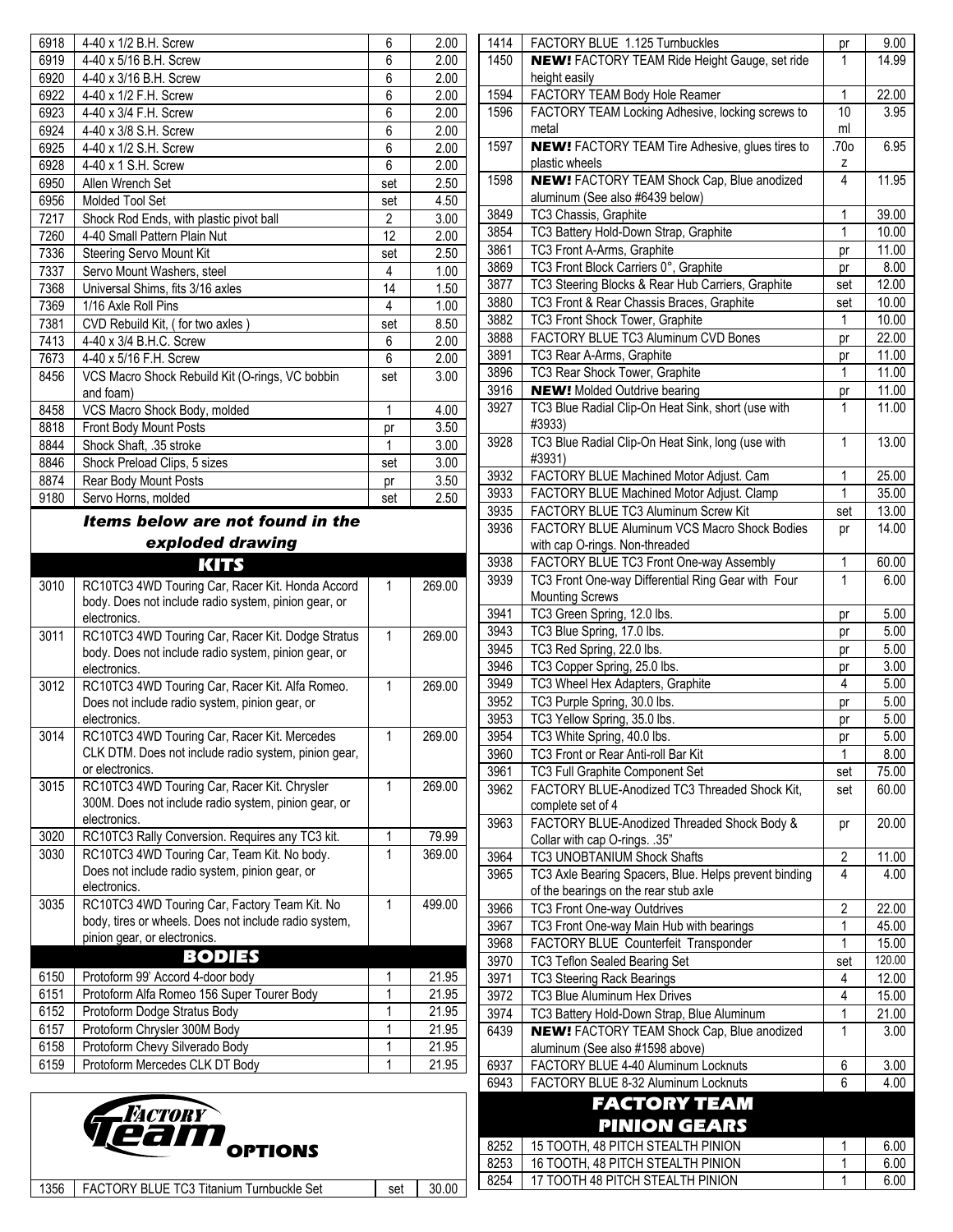| | | | |
|---|---|---|---|
| 6918 | 4-40 x 1/2 B.H. Screw | 6 | 2.00 |
| 6919 | 4-40 x 5/16 B.H. Screw | 6 | 2.00 |
| 6920 | 4-40 x 3/16 B.H. Screw | 6 | 2.00 |
| 6922 | 4-40 x 1/2 F.H. Screw | 6 | 2.00 |
| 6923 | 4-40 x 3/4 F.H. Screw | 6 | 2.00 |
| 6924 | 4-40 x 3/8 S.H. Screw | 6 | 2.00 |
| 6925 | 4-40 x 1/2 S.H. Screw | 6 | 2.00 |
| 6928 | 4-40 x 1 S.H. Screw | 6 | 2.00 |
| 6950 | Allen Wrench Set | set | 2.50 |
| 6956 | Molded Tool Set | set | 4.50 |
| 7217 | Shock Rod Ends, with plastic pivot ball | 2 | 3.00 |
| 7260 | 4-40 Small Pattern Plain Nut | 12 | 2.00 |
| 7336 | Steering Servo Mount Kit | set | 2.50 |
| 7337 | Servo Mount Washers, steel | 4 | 1.00 |
| 7368 | Universal Shims, fits 3/16 axles | 14 | 1.50 |
| 7369 | 1/16 Axle Roll Pins | 4 | 1.00 |
| 7381 | CVD Rebuild Kit, ( for two axles ) | set | 8.50 |
| 7413 | 4-40 x 3/4 B.H.C. Screw | 6 | 2.00 |
| 7673 | 4-40 x 5/16 F.H. Screw | 6 | 2.00 |
| 8456 | VCS Macro Shock Rebuild Kit (O-rings, VC bobbin and foam) | set | 3.00 |
| 8458 | VCS Macro Shock Body, molded | 1 | 4.00 |
| 8818 | Front Body Mount Posts | pr | 3.50 |
| 8844 | Shock Shaft, .35 stroke | 1 | 3.00 |
| 8846 | Shock Preload Clips, 5 sizes | set | 3.00 |
| 8874 | Rear Body Mount Posts | pr | 3.50 |
| 9180 | Servo Horns, molded | set | 2.50 |

## *Items below are not found in the exploded drawing*

## KITS

| | | | |
|---|---|---|---|
| 3010 | RC10TC3 4WD Touring Car, Racer Kit. Honda Accord body. Does not include radio system, pinion gear, or electronics. | 1 | 269.00 |
| 3011 | RC10TC3 4WD Touring Car, Racer Kit. Dodge Stratus body. Does not include radio system, pinion gear, or electronics. | 1 | 269.00 |
| 3012 | RC10TC3 4WD Touring Car, Racer Kit. Alfa Romeo. Does not include radio system, pinion gear, or electronics. | 1 | 269.00 |
| 3014 | RC10TC3 4WD Touring Car, Racer Kit. Mercedes CLK DTM. Does not include radio system, pinion gear, or electronics. | 1 | 269.00 |
| 3015 | RC10TC3 4WD Touring Car, Racer Kit. Chrysler 300M. Does not include radio system, pinion gear, or electronics. | 1 | 269.00 |
| 3020 | RC10TC3 Rally Conversion. Requires any TC3 kit. | 1 | 79.99 |
| 3030 | RC10TC3 4WD Touring Car, Team Kit. No body. Does not include radio system, pinion gear, or electronics. | 1 | 369.00 |
| 3035 | RC10TC3 4WD Touring Car, Factory Team Kit. No body, tires or wheels. Does not include radio system, pinion gear, or electronics. | 1 | 499.00 |

## BODIES

| | | | |
|---|---|---|---|
| 6150 | Protoform 99' Accord 4-door body | 1 | 21.95 |
| 6151 | Protoform Alfa Romeo 156 Super Tourer Body | 1 | 21.95 |
| 6152 | Protoform Dodge Stratus Body | 1 | 21.95 |
| 6157 | Protoform Chrysler 300M Body | 1 | 21.95 |
| 6158 | Protoform Chevy Silverado Body | 1 | 21.95 |
| 6159 | Protoform Mercedes CLK DT Body | 1 | 21.95 |

## Factory Team OPTIONS

| | | | |
|---|---|---|---|
| 1356 | FACTORY BLUE TC3 Titanium Turnbuckle Set | set | 30.00 |
| 1414 | FACTORY BLUE 1.125 Turnbuckles | pr | 9.00 |
| 1450 | **NEW!** FACTORY TEAM Ride Height Gauge, set ride height easily | 1 | 14.99 |
| 1594 | FACTORY TEAM Body Hole Reamer | 1 | 22.00 |
| 1596 | FACTORY TEAM Locking Adhesive, locking screws to metal | 10 ml | 3.95 |
| 1597 | **NEW!** FACTORY TEAM Tire Adhesive, glues tires to plastic wheels | .70oz | 6.95 |
| 1598 | **NEW!** FACTORY TEAM Shock Cap, Blue anodized aluminum (See also #6439 below) | 4 | 11.95 |
| 3849 | TC3 Chassis, Graphite | 1 | 39.00 |
| 3854 | TC3 Battery Hold-Down Strap, Graphite | 1 | 10.00 |
| 3861 | TC3 Front A-Arms, Graphite | pr | 11.00 |
| 3869 | TC3 Front Block Carriers 0°, Graphite | pr | 8.00 |
| 3877 | TC3 Steering Blocks & Rear Hub Carriers, Graphite | set | 12.00 |
| 3880 | TC3 Front & Rear Chassis Braces, Graphite | set | 10.00 |
| 3882 | TC3 Front Shock Tower, Graphite | 1 | 10.00 |
| 3888 | FACTORY BLUE TC3 Aluminum CVD Bones | pr | 22.00 |
| 3891 | TC3 Rear A-Arms, Graphite | pr | 11.00 |
| 3896 | TC3 Rear Shock Tower, Graphite | 1 | 11.00 |
| 3916 | **NEW!** Molded Outdrive bearing | pr | 11.00 |
| 3927 | TC3 Blue Radial Clip-On Heat Sink, short (use with #3933) | 1 | 11.00 |
| 3928 | TC3 Blue Radial Clip-On Heat Sink, long (use with #3931) | 1 | 13.00 |
| 3932 | FACTORY BLUE Machined Motor Adjust. Cam | 1 | 25.00 |
| 3933 | FACTORY BLUE Machined Motor Adjust. Clamp | 1 | 35.00 |
| 3935 | FACTORY BLUE TC3 Aluminum Screw Kit | set | 13.00 |
| 3936 | FACTORY BLUE Aluminum VCS Macro Shock Bodies with cap O-rings. Non-threaded | pr | 14.00 |
| 3938 | FACTORY BLUE TC3 Front One-way Assembly | 1 | 60.00 |
| 3939 | TC3 Front One-way Differential Ring Gear with Four Mounting Screws | 1 | 6.00 |
| 3941 | TC3 Green Spring, 12.0 lbs. | pr | 5.00 |
| 3943 | TC3 Blue Spring, 17.0 lbs. | pr | 5.00 |
| 3945 | TC3 Red Spring, 22.0 lbs. | pr | 5.00 |
| 3946 | TC3 Copper Spring, 25.0 lbs. | pr | 3.00 |
| 3949 | TC3 Wheel Hex Adapters, Graphite | 4 | 5.00 |
| 3952 | TC3 Purple Spring, 30.0 lbs. | pr | 5.00 |
| 3953 | TC3 Yellow Spring, 35.0 lbs. | pr | 5.00 |
| 3954 | TC3 White Spring, 40.0 lbs. | pr | 5.00 |
| 3960 | TC3 Front or Rear Anti-roll Bar Kit | 1 | 8.00 |
| 3961 | TC3 Full Graphite Component Set | set | 75.00 |
| 3962 | FACTORY BLUE-Anodized TC3 Threaded Shock Kit, complete set of 4 | set | 60.00 |
| 3963 | FACTORY BLUE-Anodized Threaded Shock Body & Collar with cap O-rings. .35" | pr | 20.00 |
| 3964 | TC3 UNOBTANIUM Shock Shafts | 2 | 11.00 |
| 3965 | TC3 Axle Bearing Spacers, Blue. Helps prevent binding of the bearings on the rear stub axle | 4 | 4.00 |
| 3966 | TC3 Front One-way Outdrives | 2 | 22.00 |
| 3967 | TC3 Front One-way Main Hub with bearings | 1 | 45.00 |
| 3968 | FACTORY BLUE Counterfeit Transponder | 1 | 15.00 |
| 3970 | TC3 Teflon Sealed Bearing Set | set | 120.00 |
| 3971 | TC3 Steering Rack Bearings | 4 | 12.00 |
| 3972 | TC3 Blue Aluminum Hex Drives | 4 | 15.00 |
| 3974 | TC3 Battery Hold-Down Strap, Blue Aluminum | 1 | 21.00 |
| 6439 | **NEW!** FACTORY TEAM Shock Cap, Blue anodized aluminum (See also #1598 above) | 1 | 3.00 |
| 6937 | FACTORY BLUE 4-40 Aluminum Locknuts | 6 | 3.00 |
| 6943 | FACTORY BLUE 8-32 Aluminum Locknuts | 6 | 4.00 |

## FACTORY TEAM PINION GEARS

| | | | |
|---|---|---|---|
| 8252 | 15 TOOTH, 48 PITCH STEALTH PINION | 1 | 6.00 |
| 8253 | 16 TOOTH, 48 PITCH STEALTH PINION | 1 | 6.00 |
| 8254 | 17 TOOTH 48 PITCH STEALTH PINION | 1 | 6.00 |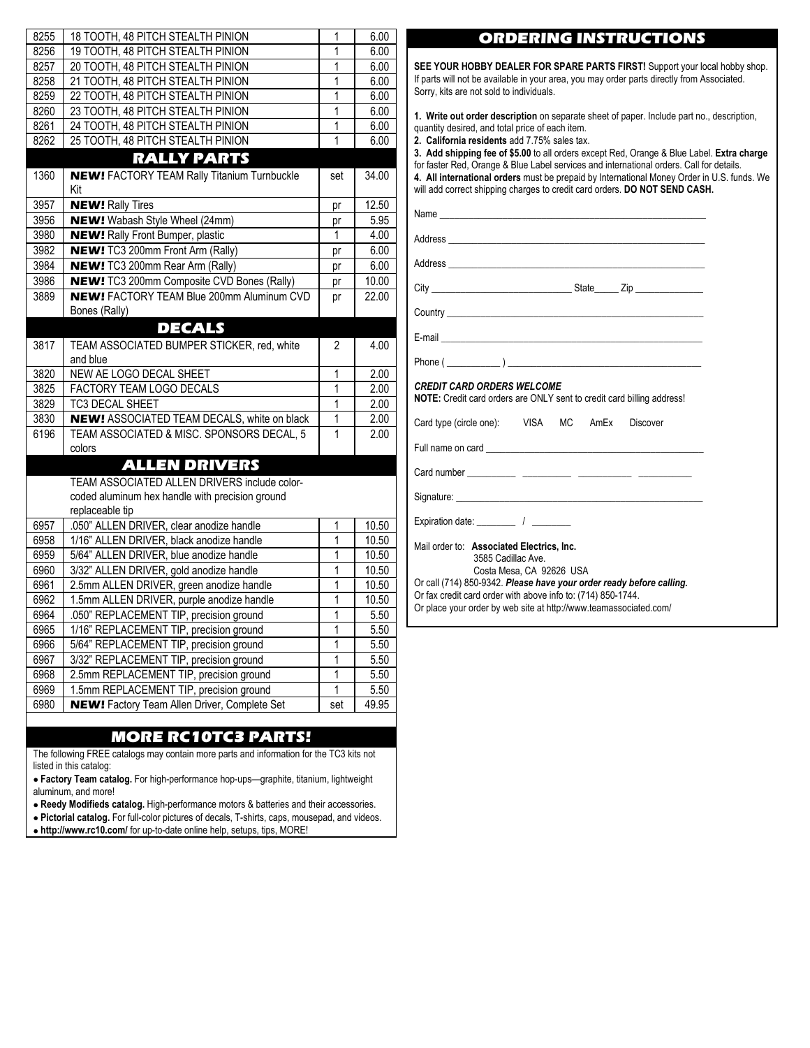| | | | |
|---|---|---|---|
| 8255 | 18 TOOTH, 48 PITCH STEALTH PINION | 1 | 6.00 |
| 8256 | 19 TOOTH, 48 PITCH STEALTH PINION | 1 | 6.00 |
| 8257 | 20 TOOTH, 48 PITCH STEALTH PINION | 1 | 6.00 |
| 8258 | 21 TOOTH, 48 PITCH STEALTH PINION | 1 | 6.00 |
| 8259 | 22 TOOTH, 48 PITCH STEALTH PINION | 1 | 6.00 |
| 8260 | 23 TOOTH, 48 PITCH STEALTH PINION | 1 | 6.00 |
| 8261 | 24 TOOTH, 48 PITCH STEALTH PINION | 1 | 6.00 |
| 8262 | 25 TOOTH, 48 PITCH STEALTH PINION | 1 | 6.00 |
| | **RALLY PARTS** | | |
| 1360 | **NEW!** FACTORY TEAM Rally Titanium Turnbuckle Kit | set | 34.00 |
| 3957 | **NEW!** Rally Tires | pr | 12.50 |
| 3956 | **NEW!** Wabash Style Wheel (24mm) | pr | 5.95 |
| 3980 | **NEW!** Rally Front Bumper, plastic | 1 | 4.00 |
| 3982 | **NEW!** TC3 200mm Front Arm (Rally) | pr | 6.00 |
| 3984 | **NEW!** TC3 200mm Rear Arm (Rally) | pr | 6.00 |
| 3986 | **NEW!** TC3 200mm Composite CVD Bones (Rally) | pr | 10.00 |
| 3889 | **NEW!** FACTORY TEAM Blue 200mm Aluminum CVD Bones (Rally) | pr | 22.00 |
| | **DECALS** | | |
| 3817 | TEAM ASSOCIATED BUMPER STICKER, red, white and blue | 2 | 4.00 |
| 3820 | NEW AE LOGO DECAL SHEET | 1 | 2.00 |
| 3825 | FACTORY TEAM LOGO DECALS | 1 | 2.00 |
| 3829 | TC3 DECAL SHEET | 1 | 2.00 |
| 3830 | **NEW!** ASSOCIATED TEAM DECALS, white on black | 1 | 2.00 |
| 6196 | TEAM ASSOCIATED & MISC. SPONSORS DECAL, 5 colors | 1 | 2.00 |
| | **ALLEN DRIVERS** | | |
| | TEAM ASSOCIATED ALLEN DRIVERS include color-coded aluminum hex handle with precision ground replaceable tip | | |
| 6957 | .050" ALLEN DRIVER, clear anodize handle | 1 | 10.50 |
| 6958 | 1/16" ALLEN DRIVER, black anodize handle | 1 | 10.50 |
| 6959 | 5/64" ALLEN DRIVER, blue anodize handle | 1 | 10.50 |
| 6960 | 3/32" ALLEN DRIVER, gold anodize handle | 1 | 10.50 |
| 6961 | 2.5mm ALLEN DRIVER, green anodize handle | 1 | 10.50 |
| 6962 | 1.5mm ALLEN DRIVER, purple anodize handle | 1 | 10.50 |
| 6964 | .050" REPLACEMENT TIP, precision ground | 1 | 5.50 |
| 6965 | 1/16" REPLACEMENT TIP, precision ground | 1 | 5.50 |
| 6966 | 5/64" REPLACEMENT TIP, precision ground | 1 | 5.50 |
| 6967 | 3/32" REPLACEMENT TIP, precision ground | 1 | 5.50 |
| 6968 | 2.5mm REPLACEMENT TIP, precision ground | 1 | 5.50 |
| 6969 | 1.5mm REPLACEMENT TIP, precision ground | 1 | 5.50 |
| 6980 | **NEW!** Factory Team Allen Driver, Complete Set | set | 49.95 |

## MORE RC10TC3 PARTS!

The following FREE catalogs may contain more parts and information for the TC3 kits not listed in this catalog:

- **Factory Team catalog.** For high-performance hop-ups—graphite, titanium, lightweight aluminum, and more!
- **Reedy Modifieds catalog.** High-performance motors & batteries and their accessories.
- **Pictorial catalog.** For full-color pictures of decals, T-shirts, caps, mousepad, and videos.
- **http://www.rc10.com/** for up-to-date online help, setups, tips, MORE!

## ORDERING INSTRUCTIONS

**SEE YOUR HOBBY DEALER FOR SPARE PARTS FIRST!** Support your local hobby shop. If parts will not be available in your area, you may order parts directly from Associated. Sorry, kits are not sold to individuals.

**1. Write out order description** on separate sheet of paper. Include part no., description, quantity desired, and total price of each item.
**2. California residents** add 7.75% sales tax.
**3. Add shipping fee of $5.00** to all orders except Red, Orange & Blue Label. **Extra charge** for faster Red, Orange & Blue Label services and international orders. Call for details.
**4. All international orders** must be prepaid by International Money Order in U.S. funds. We will add correct shipping charges to credit card orders. **DO NOT SEND CASH.**

Name ______________________________

Address ______________________________

Address ______________________________

City ____________________ State_____ Zip __________

Country ______________________________

E-mail ______________________________

Phone ( ________ ) ______________________________

***CREDIT CARD ORDERS WELCOME***
**NOTE:** Credit card orders are ONLY sent to credit card billing address!

Card type (circle one): VISA MC AmEx Discover

Full name on card ______________________________

Card number ________ ________ ________ ________

Signature: ______________________________

Expiration date: ______ / ______

Mail order to: **Associated Electrics, Inc.**
3585 Cadillac Ave.
Costa Mesa, CA 92626 USA

Or call (714) 850-9342. ***Please have your order ready before calling.***
Or fax credit card order with above info to: (714) 850-1744.
Or place your order by web site at http://www.teamassociated.com/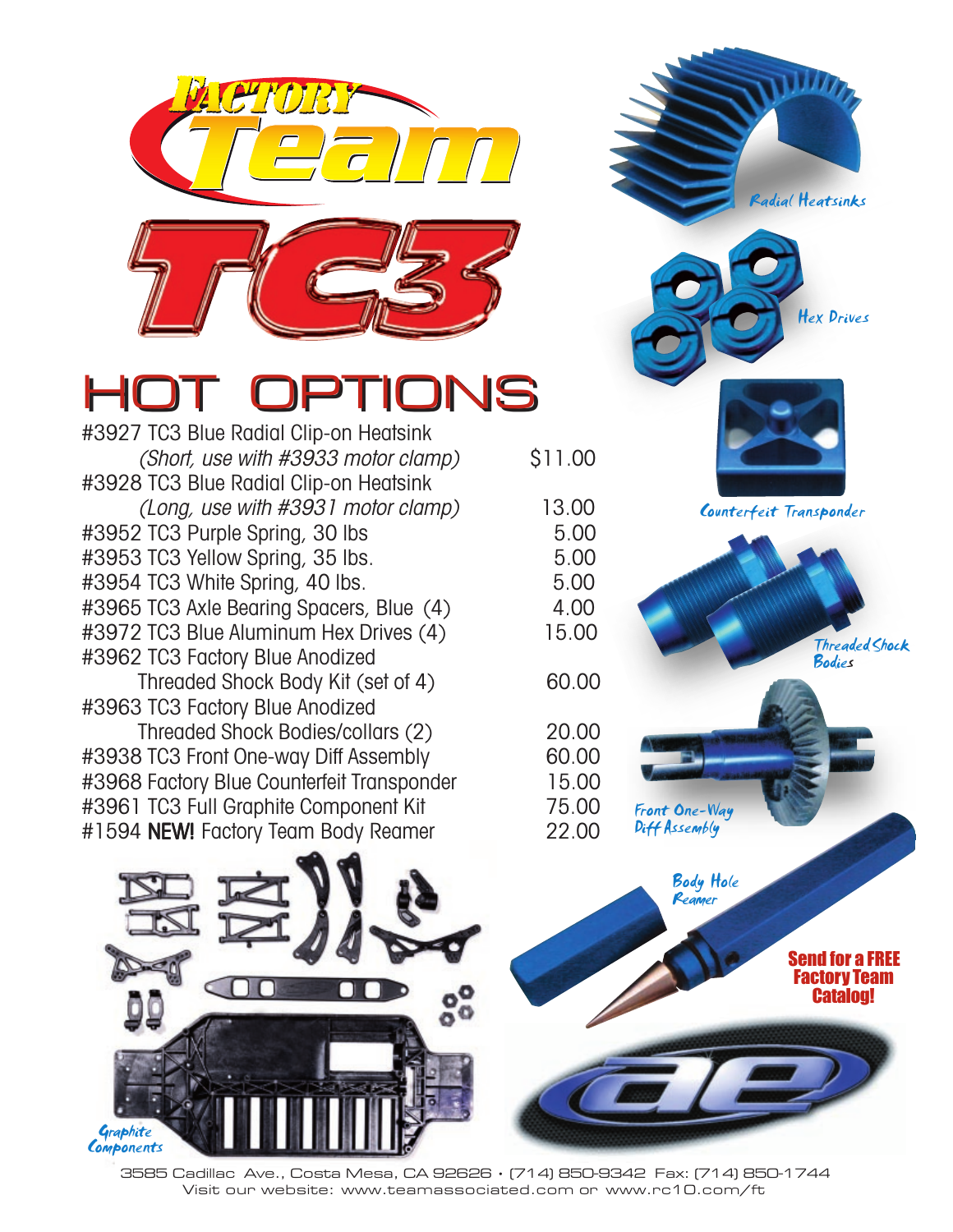# Factory Team TC3

## HOT OPTIONS

| | |
|---|---|
| #3927 TC3 Blue Radial Clip-on Heatsink *(Short, use with #3933 motor clamp)* | $11.00 |
| #3928 TC3 Blue Radial Clip-on Heatsink *(Long, use with #3931 motor clamp)* | 13.00 |
| #3952 TC3 Purple Spring, 30 lbs | 5.00 |
| #3953 TC3 Yellow Spring, 35 lbs. | 5.00 |
| #3954 TC3 White Spring, 40 lbs. | 5.00 |
| #3965 TC3 Axle Bearing Spacers, Blue (4) | 4.00 |
| #3972 TC3 Blue Aluminum Hex Drives (4) | 15.00 |
| #3962 TC3 Factory Blue Anodized Threaded Shock Body Kit (set of 4) | 60.00 |
| #3963 TC3 Factory Blue Anodized Threaded Shock Bodies/collars (2) | 20.00 |
| #3938 TC3 Front One-way Diff Assembly | 60.00 |
| #3968 Factory Blue Counterfeit Transponder | 15.00 |
| #3961 TC3 Full Graphite Component Kit | 75.00 |
| #1594 **NEW!** Factory Team Body Reamer | 22.00 |

Radial Heatsinks

Hex Drives

Counterfeit Transponder

Threaded Shock Bodies

Front One-Way Diff Assembly

Body Hole Reamer

Graphite Components

**Send for a FREE Factory Team Catalog!**

3585 Cadillac Ave., Costa Mesa, CA 92626 • (714) 850-9342 Fax: (714) 850-1744
Visit our website: www.teamassociated.com or www.rc10.com/ft